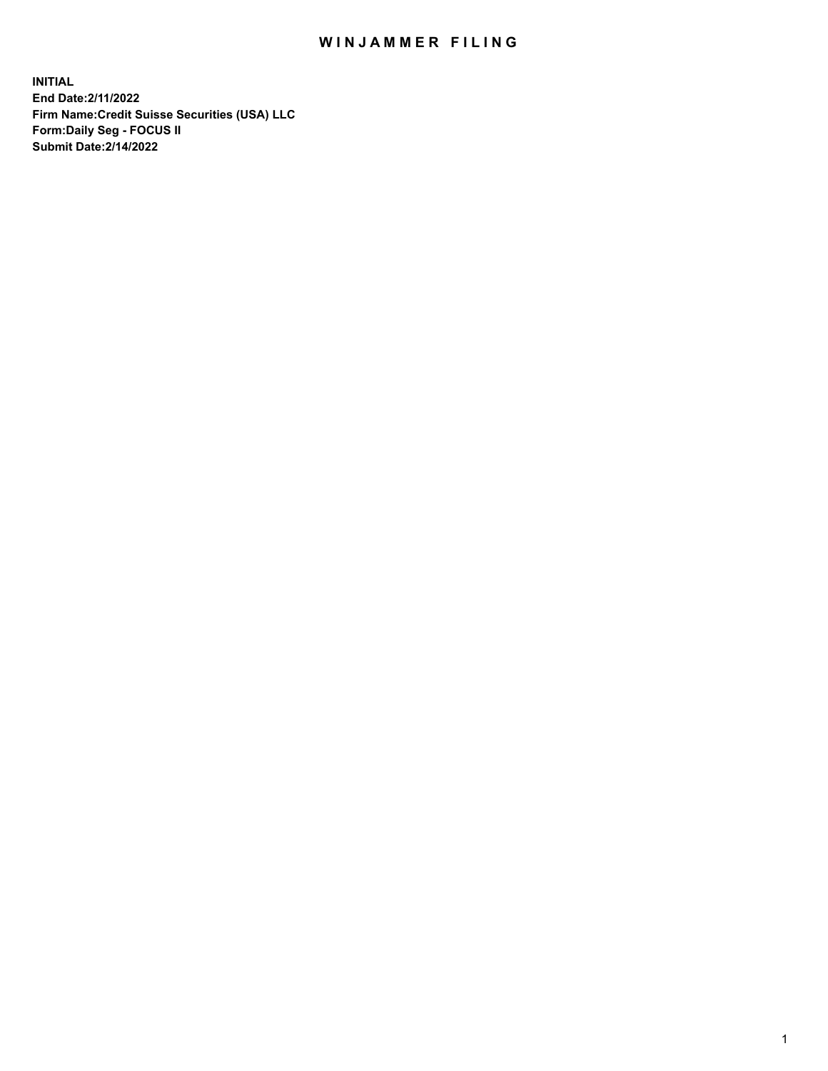# WINJAMMER FILING

**INITIAL**
**End Date:2/11/2022**
**Firm Name:Credit Suisse Securities (USA) LLC**
**Form:Daily Seg - FOCUS II**
**Submit Date:2/14/2022**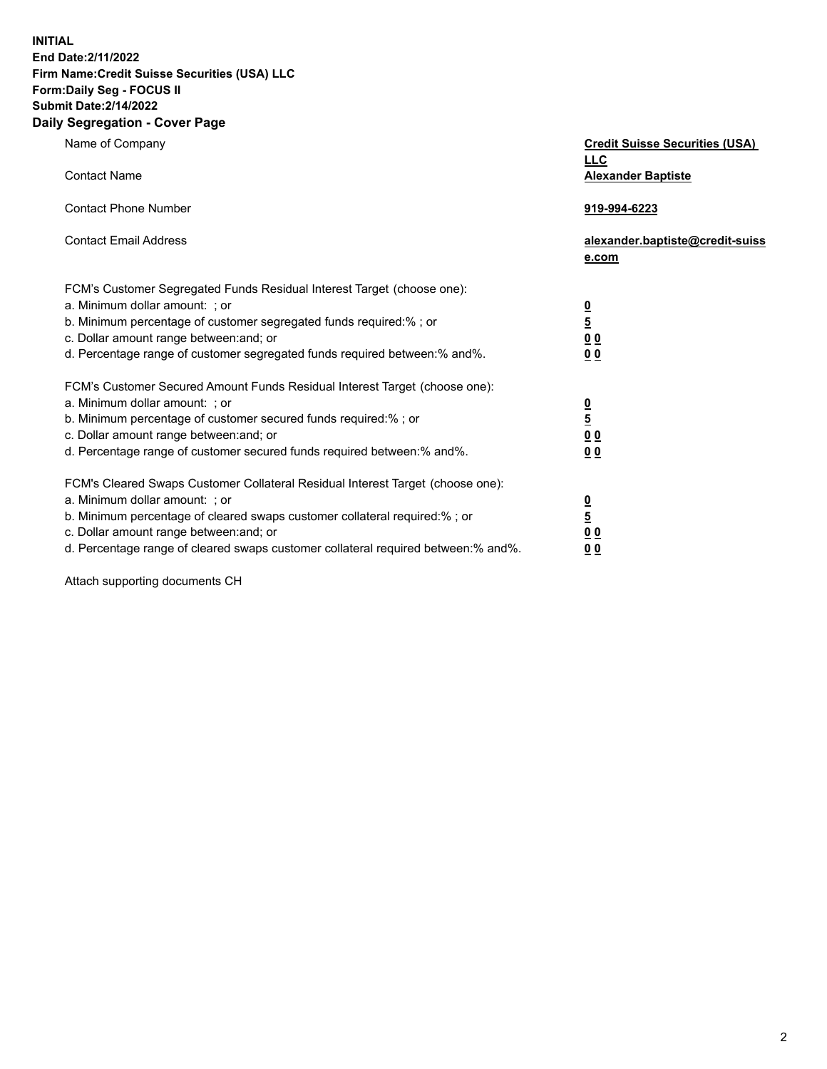**INITIAL**
**End Date:2/11/2022**
**Firm Name:Credit Suisse Securities (USA) LLC**
**Form:Daily Seg - FOCUS II**
**Submit Date:2/14/2022**

## Daily Segregation - Cover Page

| | |
|---|---|
| Name of Company | **Credit Suisse Securities (USA) LLC** |
| Contact Name | **Alexander Baptiste** |
| Contact Phone Number | **919-994-6223** |
| Contact Email Address | **alexander.baptiste@credit-suisse.com** |

FCM's Customer Segregated Funds Residual Interest Target (choose one):

| | |
|---|---|
| a. Minimum dollar amount: ; or | **0** |
| b. Minimum percentage of customer segregated funds required:% ; or | **5** |
| c. Dollar amount range between:and; or | **0 0** |
| d. Percentage range of customer segregated funds required between:% and%. | **0 0** |

FCM's Customer Secured Amount Funds Residual Interest Target (choose one):

| | |
|---|---|
| a. Minimum dollar amount: ; or | **0** |
| b. Minimum percentage of customer secured funds required:% ; or | **5** |
| c. Dollar amount range between:and; or | **0 0** |
| d. Percentage range of customer secured funds required between:% and%. | **0 0** |

FCM's Cleared Swaps Customer Collateral Residual Interest Target (choose one):

| | |
|---|---|
| a. Minimum dollar amount: ; or | **0** |
| b. Minimum percentage of cleared swaps customer collateral required:% ; or | **5** |
| c. Dollar amount range between:and; or | **0 0** |
| d. Percentage range of cleared swaps customer collateral required between:% and%. | **0 0** |

Attach supporting documents CH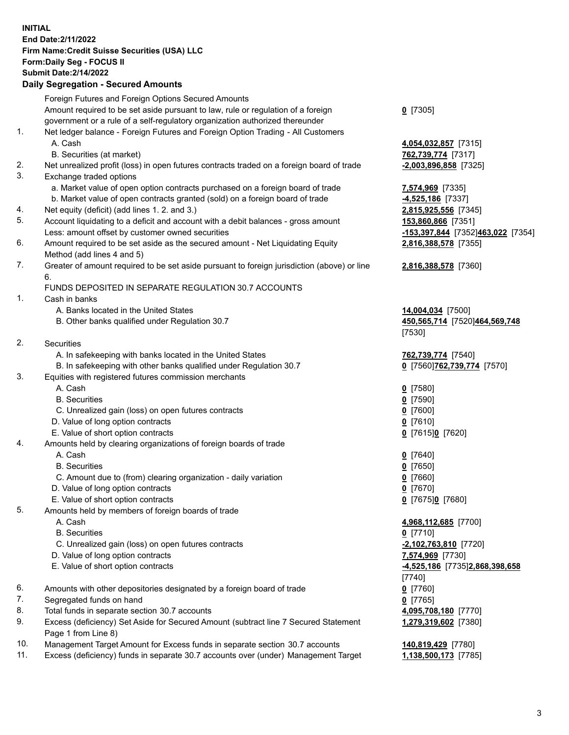**INITIAL**
**End Date:2/11/2022**
**Firm Name:Credit Suisse Securities (USA) LLC**
**Form:Daily Seg - FOCUS II**
**Submit Date:2/14/2022**

## Daily Segregation - Secured Amounts

| | | |
|---|---|---|
| | Foreign Futures and Foreign Options Secured Amounts | |
| | Amount required to be set aside pursuant to law, rule or regulation of a foreign government or a rule of a self-regulatory organization authorized thereunder | **0** [7305] |
| 1. | Net ledger balance - Foreign Futures and Foreign Option Trading - All Customers | |
| | A. Cash | **4,054,032,857** [7315] |
| | B. Securities (at market) | **762,739,774** [7317] |
| 2. | Net unrealized profit (loss) in open futures contracts traded on a foreign board of trade | **-2,003,896,858** [7325] |
| 3. | Exchange traded options | |
| | a. Market value of open option contracts purchased on a foreign board of trade | **7,574,969** [7335] |
| | b. Market value of open contracts granted (sold) on a foreign board of trade | **-4,525,186** [7337] |
| 4. | Net equity (deficit) (add lines 1. 2. and 3.) | **2,815,925,556** [7345] |
| 5. | Account liquidating to a deficit and account with a debit balances - gross amount | **153,860,866** [7351] |
| | Less: amount offset by customer owned securities | **-153,397,844** [7352] **463,022** [7354] |
| 6. | Amount required to be set aside as the secured amount - Net Liquidating Equity Method (add lines 4 and 5) | **2,816,388,578** [7355] |
| 7. | Greater of amount required to be set aside pursuant to foreign jurisdiction (above) or line 6. | **2,816,388,578** [7360] |
| | FUNDS DEPOSITED IN SEPARATE REGULATION 30.7 ACCOUNTS | |
| 1. | Cash in banks | |
| | A. Banks located in the United States | **14,004,034** [7500] |
| | B. Other banks qualified under Regulation 30.7 | **450,565,714** [7520] **464,569,748** [7530] |
| 2. | Securities | |
| | A. In safekeeping with banks located in the United States | **762,739,774** [7540] |
| | B. In safekeeping with other banks qualified under Regulation 30.7 | **0** [7560] **762,739,774** [7570] |
| 3. | Equities with registered futures commission merchants | |
| | A. Cash | **0** [7580] |
| | B. Securities | **0** [7590] |
| | C. Unrealized gain (loss) on open futures contracts | **0** [7600] |
| | D. Value of long option contracts | **0** [7610] |
| | E. Value of short option contracts | **0** [7615] **0** [7620] |
| 4. | Amounts held by clearing organizations of foreign boards of trade | |
| | A. Cash | **0** [7640] |
| | B. Securities | **0** [7650] |
| | C. Amount due to (from) clearing organization - daily variation | **0** [7660] |
| | D. Value of long option contracts | **0** [7670] |
| | E. Value of short option contracts | **0** [7675] **0** [7680] |
| 5. | Amounts held by members of foreign boards of trade | |
| | A. Cash | **4,968,112,685** [7700] |
| | B. Securities | **0** [7710] |
| | C. Unrealized gain (loss) on open futures contracts | **-2,102,763,810** [7720] |
| | D. Value of long option contracts | **7,574,969** [7730] |
| | E. Value of short option contracts | **-4,525,186** [7735] **2,868,398,658** [7740] |
| 6. | Amounts with other depositories designated by a foreign board of trade | **0** [7760] |
| 7. | Segregated funds on hand | **0** [7765] |
| 8. | Total funds in separate section 30.7 accounts | **4,095,708,180** [7770] |
| 9. | Excess (deficiency) Set Aside for Secured Amount (subtract line 7 Secured Statement Page 1 from Line 8) | **1,279,319,602** [7380] |
| 10. | Management Target Amount for Excess funds in separate section 30.7 accounts | **140,819,429** [7780] |
| 11. | Excess (deficiency) funds in separate 30.7 accounts over (under) Management Target | **1,138,500,173** [7785] |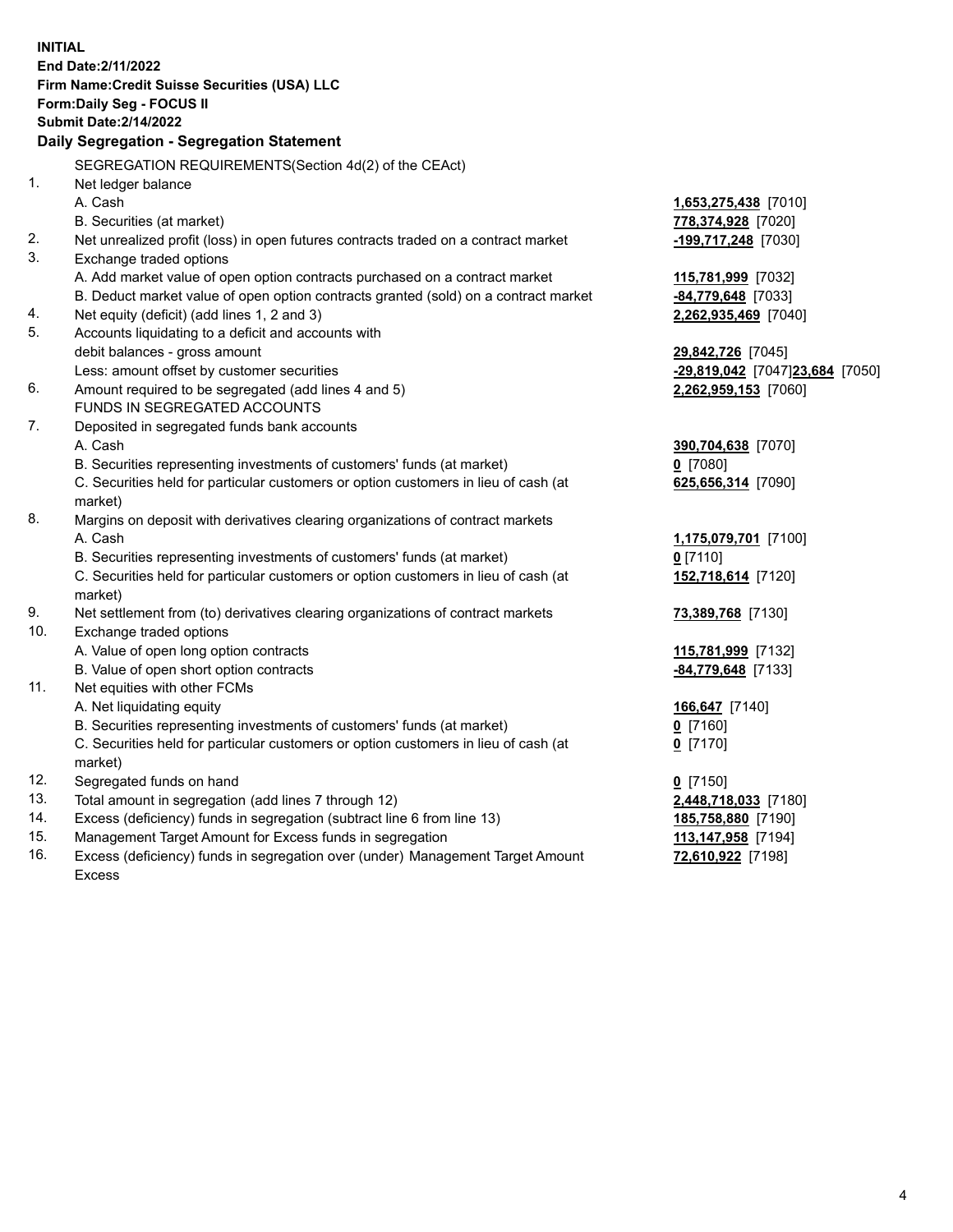**INITIAL**
**End Date:2/11/2022**
**Firm Name:Credit Suisse Securities (USA) LLC**
**Form:Daily Seg - FOCUS II**
**Submit Date:2/14/2022**

## Daily Segregation - Segregation Statement

SEGREGATION REQUIREMENTS(Section 4d(2) of the CEAct)

| | | |
|---|---|---|
| 1. | Net ledger balance | |
| | A. Cash | **1,653,275,438** [7010] |
| | B. Securities (at market) | **778,374,928** [7020] |
| 2. | Net unrealized profit (loss) in open futures contracts traded on a contract market | **-199,717,248** [7030] |
| 3. | Exchange traded options | |
| | A. Add market value of open option contracts purchased on a contract market | **115,781,999** [7032] |
| | B. Deduct market value of open option contracts granted (sold) on a contract market | **-84,779,648** [7033] |
| 4. | Net equity (deficit) (add lines 1, 2 and 3) | **2,262,935,469** [7040] |
| 5. | Accounts liquidating to a deficit and accounts with debit balances - gross amount | **29,842,726** [7045] |
| | Less: amount offset by customer securities | **-29,819,042** [7047] **23,684** [7050] |
| 6. | Amount required to be segregated (add lines 4 and 5) | **2,262,959,153** [7060] |
| | FUNDS IN SEGREGATED ACCOUNTS | |
| 7. | Deposited in segregated funds bank accounts | |
| | A. Cash | **390,704,638** [7070] |
| | B. Securities representing investments of customers' funds (at market) | **0** [7080] |
| | C. Securities held for particular customers or option customers in lieu of cash (at market) | **625,656,314** [7090] |
| 8. | Margins on deposit with derivatives clearing organizations of contract markets | |
| | A. Cash | **1,175,079,701** [7100] |
| | B. Securities representing investments of customers' funds (at market) | **0** [7110] |
| | C. Securities held for particular customers or option customers in lieu of cash (at market) | **152,718,614** [7120] |
| 9. | Net settlement from (to) derivatives clearing organizations of contract markets | **73,389,768** [7130] |
| 10. | Exchange traded options | |
| | A. Value of open long option contracts | **115,781,999** [7132] |
| | B. Value of open short option contracts | **-84,779,648** [7133] |
| 11. | Net equities with other FCMs | |
| | A. Net liquidating equity | **166,647** [7140] |
| | B. Securities representing investments of customers' funds (at market) | **0** [7160] |
| | C. Securities held for particular customers or option customers in lieu of cash (at market) | **0** [7170] |
| 12. | Segregated funds on hand | **0** [7150] |
| 13. | Total amount in segregation (add lines 7 through 12) | **2,448,718,033** [7180] |
| 14. | Excess (deficiency) funds in segregation (subtract line 6 from line 13) | **185,758,880** [7190] |
| 15. | Management Target Amount for Excess funds in segregation | **113,147,958** [7194] |
| 16. | Excess (deficiency) funds in segregation over (under) Management Target Amount Excess | **72,610,922** [7198] |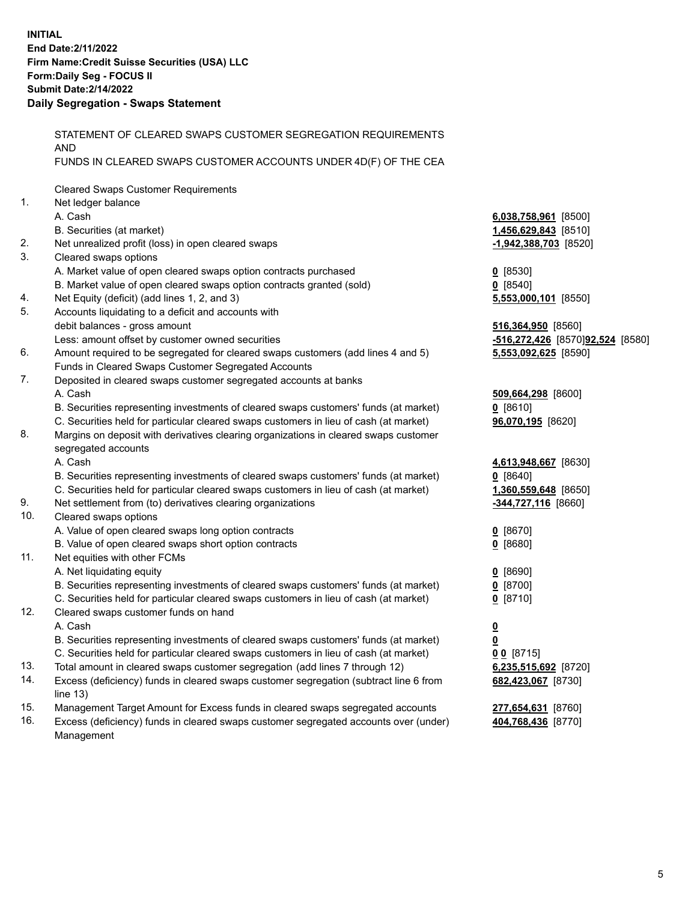**INITIAL**
**End Date:2/11/2022**
**Firm Name:Credit Suisse Securities (USA) LLC**
**Form:Daily Seg - FOCUS II**
**Submit Date:2/14/2022**
**Daily Segregation - Swaps Statement**

STATEMENT OF CLEARED SWAPS CUSTOMER SEGREGATION REQUIREMENTS AND
FUNDS IN CLEARED SWAPS CUSTOMER ACCOUNTS UNDER 4D(F) OF THE CEA

| | | |
|---|---|---|
| | Cleared Swaps Customer Requirements | |
| 1. | Net ledger balance | |
| | A. Cash | **6,038,758,961** [8500] |
| | B. Securities (at market) | **1,456,629,843** [8510] |
| 2. | Net unrealized profit (loss) in open cleared swaps | **-1,942,388,703** [8520] |
| 3. | Cleared swaps options | |
| | A. Market value of open cleared swaps option contracts purchased | **0** [8530] |
| | B. Market value of open cleared swaps option contracts granted (sold) | **0** [8540] |
| 4. | Net Equity (deficit) (add lines 1, 2, and 3) | **5,553,000,101** [8550] |
| 5. | Accounts liquidating to a deficit and accounts with debit balances - gross amount | **516,364,950** [8560] |
| | Less: amount offset by customer owned securities | **-516,272,426** [8570]**92,524** [8580] |
| 6. | Amount required to be segregated for cleared swaps customers (add lines 4 and 5) | **5,553,092,625** [8590] |
| | Funds in Cleared Swaps Customer Segregated Accounts | |
| 7. | Deposited in cleared swaps customer segregated accounts at banks | |
| | A. Cash | **509,664,298** [8600] |
| | B. Securities representing investments of cleared swaps customers' funds (at market) | **0** [8610] |
| | C. Securities held for particular cleared swaps customers in lieu of cash (at market) | **96,070,195** [8620] |
| 8. | Margins on deposit with derivatives clearing organizations in cleared swaps customer segregated accounts | |
| | A. Cash | **4,613,948,667** [8630] |
| | B. Securities representing investments of cleared swaps customers' funds (at market) | **0** [8640] |
| | C. Securities held for particular cleared swaps customers in lieu of cash (at market) | **1,360,559,648** [8650] |
| 9. | Net settlement from (to) derivatives clearing organizations | **-344,727,116** [8660] |
| 10. | Cleared swaps options | |
| | A. Value of open cleared swaps long option contracts | **0** [8670] |
| | B. Value of open cleared swaps short option contracts | **0** [8680] |
| 11. | Net equities with other FCMs | |
| | A. Net liquidating equity | **0** [8690] |
| | B. Securities representing investments of cleared swaps customers' funds (at market) | **0** [8700] |
| | C. Securities held for particular cleared swaps customers in lieu of cash (at market) | **0** [8710] |
| 12. | Cleared swaps customer funds on hand | |
| | A. Cash | **0** |
| | B. Securities representing investments of cleared swaps customers' funds (at market) | **0** |
| | C. Securities held for particular cleared swaps customers in lieu of cash (at market) | **0** **0** [8715] |
| 13. | Total amount in cleared swaps customer segregation (add lines 7 through 12) | **6,235,515,692** [8720] |
| 14. | Excess (deficiency) funds in cleared swaps customer segregation (subtract line 6 from line 13) | **682,423,067** [8730] |
| 15. | Management Target Amount for Excess funds in cleared swaps segregated accounts | **277,654,631** [8760] |
| 16. | Excess (deficiency) funds in cleared swaps customer segregated accounts over (under) Management | **404,768,436** [8770] |